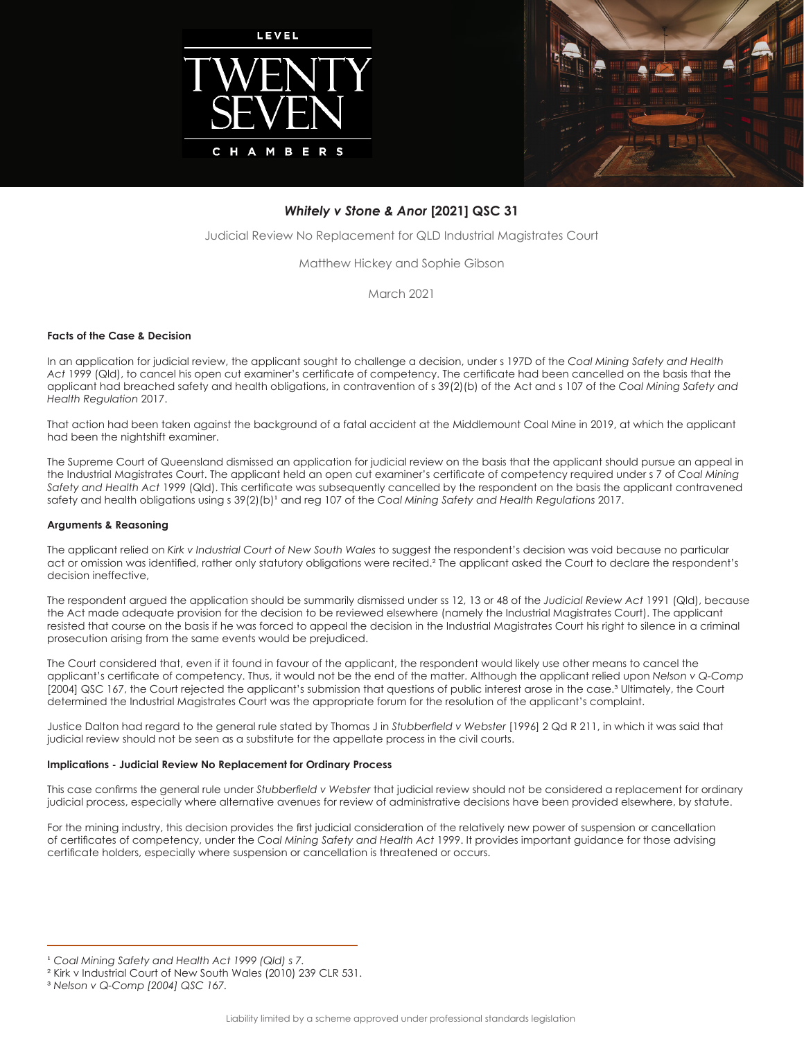LEVEL

TWENTY SEVEN

CHAMBERS

## *Whitely v Stone & Anor* [2021] QSC 31

Judicial Review No Replacement for QLD Industrial Magistrates Court

Matthew Hickey and Sophie Gibson

March 2021

### Facts of the Case & Decision

In an application for judicial review, the applicant sought to challenge a decision, under s 197D of the *Coal Mining Safety and Health Act* 1999 (Qld), to cancel his open cut examiner's certificate of competency. The certificate had been cancelled on the basis that the applicant had breached safety and health obligations, in contravention of s 39(2)(b) of the Act and s 107 of the *Coal Mining Safety and Health Regulation* 2017.

That action had been taken against the background of a fatal accident at the Middlemount Coal Mine in 2019, at which the applicant had been the nightshift examiner.

The Supreme Court of Queensland dismissed an application for judicial review on the basis that the applicant should pursue an appeal in the Industrial Magistrates Court. The applicant held an open cut examiner's certificate of competency required under s 7 of *Coal Mining Safety and Health Act* 1999 (Qld). This certificate was subsequently cancelled by the respondent on the basis the applicant contravened safety and health obligations using s 39(2)(b)[1] and reg 107 of the *Coal Mining Safety and Health Regulations* 2017.

### Arguments & Reasoning

The applicant relied on *Kirk v Industrial Court of New South Wales* to suggest the respondent's decision was void because no particular act or omission was identified, rather only statutory obligations were recited.[2] The applicant asked the Court to declare the respondent's decision ineffective,

The respondent argued the application should be summarily dismissed under ss 12, 13 or 48 of the *Judicial Review Act* 1991 (Qld), because the Act made adequate provision for the decision to be reviewed elsewhere (namely the Industrial Magistrates Court). The applicant resisted that course on the basis if he was forced to appeal the decision in the Industrial Magistrates Court his right to silence in a criminal prosecution arising from the same events would be prejudiced.

The Court considered that, even if it found in favour of the applicant, the respondent would likely use other means to cancel the applicant's certificate of competency. Thus, it would not be the end of the matter. Although the applicant relied upon *Nelson v Q-Comp* [2004] QSC 167, the Court rejected the applicant's submission that questions of public interest arose in the case.[3] Ultimately, the Court determined the Industrial Magistrates Court was the appropriate forum for the resolution of the applicant's complaint.

Justice Dalton had regard to the general rule stated by Thomas J in *Stubberfield v Webster* [1996] 2 Qd R 211, in which it was said that judicial review should not be seen as a substitute for the appellate process in the civil courts.

### Implications - Judicial Review No Replacement for Ordinary Process

This case confirms the general rule under *Stubberfield v Webster* that judicial review should not be considered a replacement for ordinary judicial process, especially where alternative avenues for review of administrative decisions have been provided elsewhere, by statute.

For the mining industry, this decision provides the first judicial consideration of the relatively new power of suspension or cancellation of certificates of competency, under the *Coal Mining Safety and Health Act* 1999. It provides important guidance for those advising certificate holders, especially where suspension or cancellation is threatened or occurs.

---

[1] *Coal Mining Safety and Health Act 1999 (Qld) s 7.*

[2] Kirk v Industrial Court of New South Wales (2010) 239 CLR 531.

[3] *Nelson v Q-Comp [2004] QSC 167.*

Liability limited by a scheme approved under professional standards legislation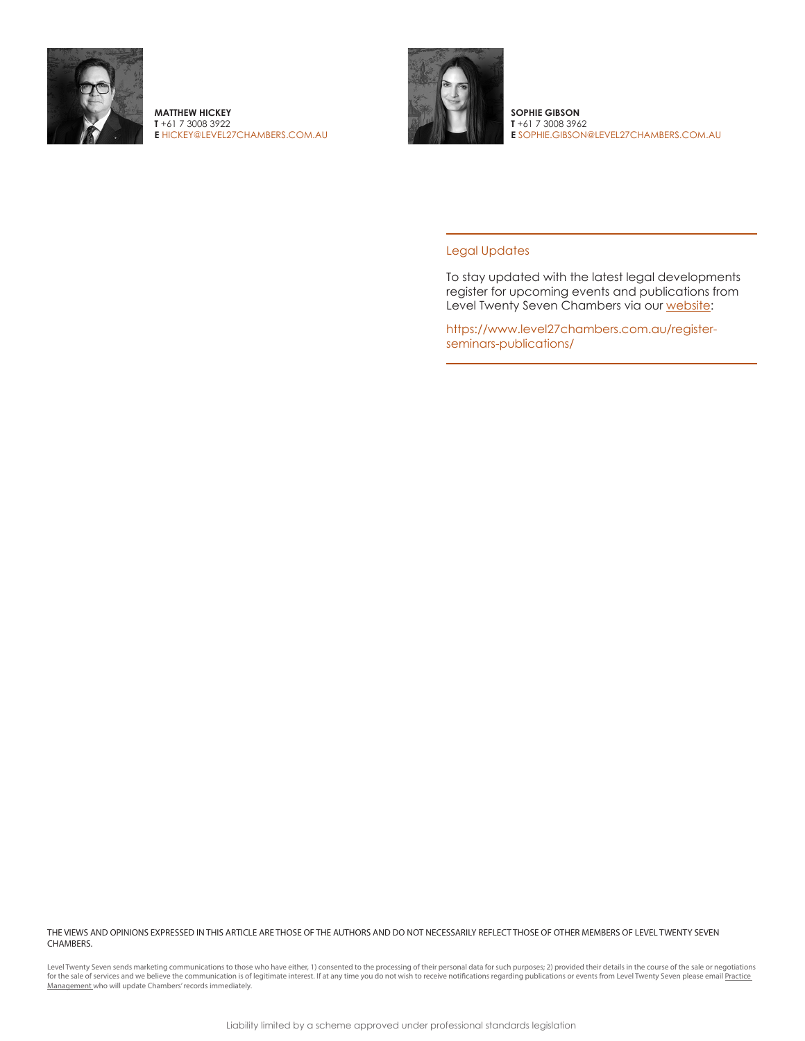**MATTHEW HICKEY**
**T** +61 7 3008 3922
**E** HICKEY@LEVEL27CHAMBERS.COM.AU

**SOPHIE GIBSON**
**T** +61 7 3008 3962
**E** SOPHIE.GIBSON@LEVEL27CHAMBERS.COM.AU

## Legal Updates

To stay updated with the latest legal developments register for upcoming events and publications from Level Twenty Seven Chambers via our [website](https://www.level27chambers.com.au/register-seminars-publications/):

https://www.level27chambers.com.au/register-seminars-publications/

THE VIEWS AND OPINIONS EXPRESSED IN THIS ARTICLE ARE THOSE OF THE AUTHORS AND DO NOT NECESSARILY REFLECT THOSE OF OTHER MEMBERS OF LEVEL TWENTY SEVEN CHAMBERS.

Level Twenty Seven sends marketing communications to those who have either, 1) consented to the processing of their personal data for such purposes; 2) provided their details in the course of the sale or negotiations for the sale of services and we believe the communication is of legitimate interest. If at any time you do not wish to receive notifications regarding publications or events from Level Twenty Seven please email Practice Management who will update Chambers' records immediately.

Liability limited by a scheme approved under professional standards legislation